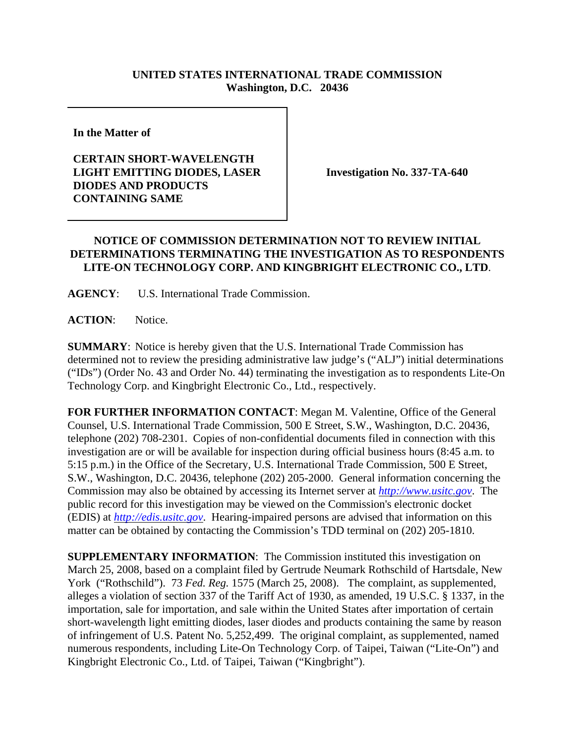**UNITED STATES INTERNATIONAL TRADE COMMISSION**
**Washington, D.C. 20436**

**In the Matter of**

**CERTAIN SHORT-WAVELENGTH LIGHT EMITTING DIODES, LASER DIODES AND PRODUCTS CONTAINING SAME**

**Investigation No. 337-TA-640**

**NOTICE OF COMMISSION DETERMINATION NOT TO REVIEW INITIAL DETERMINATIONS TERMINATING THE INVESTIGATION AS TO RESPONDENTS LITE-ON TECHNOLOGY CORP. AND KINGBRIGHT ELECTRONIC CO., LTD.**

**AGENCY**: U.S. International Trade Commission.

**ACTION**: Notice.

**SUMMARY**: Notice is hereby given that the U.S. International Trade Commission has determined not to review the presiding administrative law judge's ("ALJ") initial determinations ("IDs") (Order No. 43 and Order No. 44) terminating the investigation as to respondents Lite-On Technology Corp. and Kingbright Electronic Co., Ltd., respectively.

**FOR FURTHER INFORMATION CONTACT**: Megan M. Valentine, Office of the General Counsel, U.S. International Trade Commission, 500 E Street, S.W., Washington, D.C. 20436, telephone (202) 708-2301. Copies of non-confidential documents filed in connection with this investigation are or will be available for inspection during official business hours (8:45 a.m. to 5:15 p.m.) in the Office of the Secretary, U.S. International Trade Commission, 500 E Street, S.W., Washington, D.C. 20436, telephone (202) 205-2000. General information concerning the Commission may also be obtained by accessing its Internet server at *http://www.usitc.gov*. The public record for this investigation may be viewed on the Commission's electronic docket (EDIS) at *http://edis.usitc.gov*. Hearing-impaired persons are advised that information on this matter can be obtained by contacting the Commission's TDD terminal on (202) 205-1810.

**SUPPLEMENTARY INFORMATION**: The Commission instituted this investigation on March 25, 2008, based on a complaint filed by Gertrude Neumark Rothschild of Hartsdale, New York ("Rothschild"). 73 *Fed. Reg.* 1575 (March 25, 2008). The complaint, as supplemented, alleges a violation of section 337 of the Tariff Act of 1930, as amended, 19 U.S.C. § 1337, in the importation, sale for importation, and sale within the United States after importation of certain short-wavelength light emitting diodes, laser diodes and products containing the same by reason of infringement of U.S. Patent No. 5,252,499. The original complaint, as supplemented, named numerous respondents, including Lite-On Technology Corp. of Taipei, Taiwan ("Lite-On") and Kingbright Electronic Co., Ltd. of Taipei, Taiwan ("Kingbright").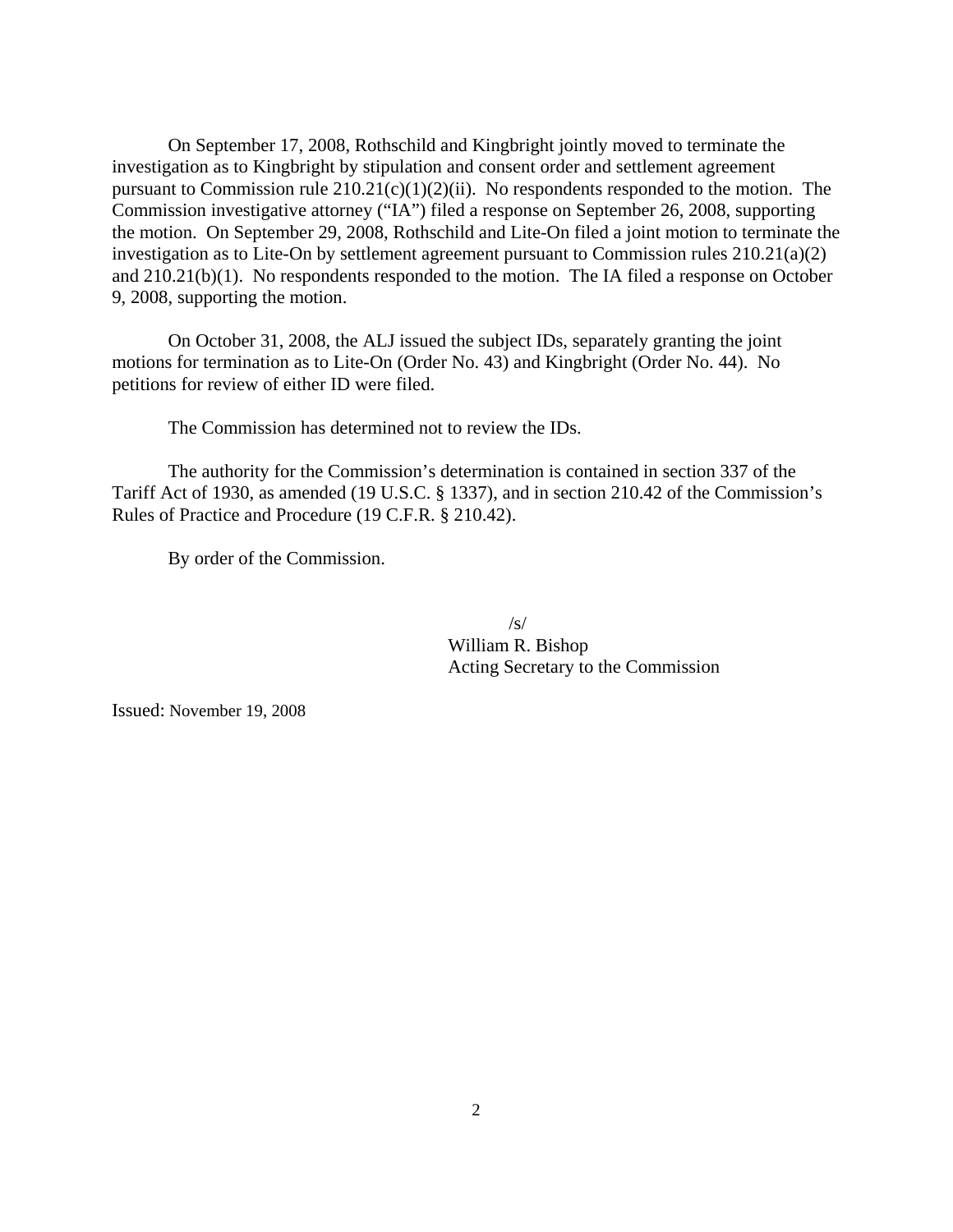On September 17, 2008, Rothschild and Kingbright jointly moved to terminate the investigation as to Kingbright by stipulation and consent order and settlement agreement pursuant to Commission rule 210.21(c)(1)(2)(ii). No respondents responded to the motion. The Commission investigative attorney ("IA") filed a response on September 26, 2008, supporting the motion. On September 29, 2008, Rothschild and Lite-On filed a joint motion to terminate the investigation as to Lite-On by settlement agreement pursuant to Commission rules 210.21(a)(2) and 210.21(b)(1). No respondents responded to the motion. The IA filed a response on October 9, 2008, supporting the motion.

On October 31, 2008, the ALJ issued the subject IDs, separately granting the joint motions for termination as to Lite-On (Order No. 43) and Kingbright (Order No. 44). No petitions for review of either ID were filed.

The Commission has determined not to review the IDs.

The authority for the Commission's determination is contained in section 337 of the Tariff Act of 1930, as amended (19 U.S.C. § 1337), and in section 210.42 of the Commission's Rules of Practice and Procedure (19 C.F.R. § 210.42).

By order of the Commission.

/s/
William R. Bishop
Acting Secretary to the Commission

Issued: November 19, 2008